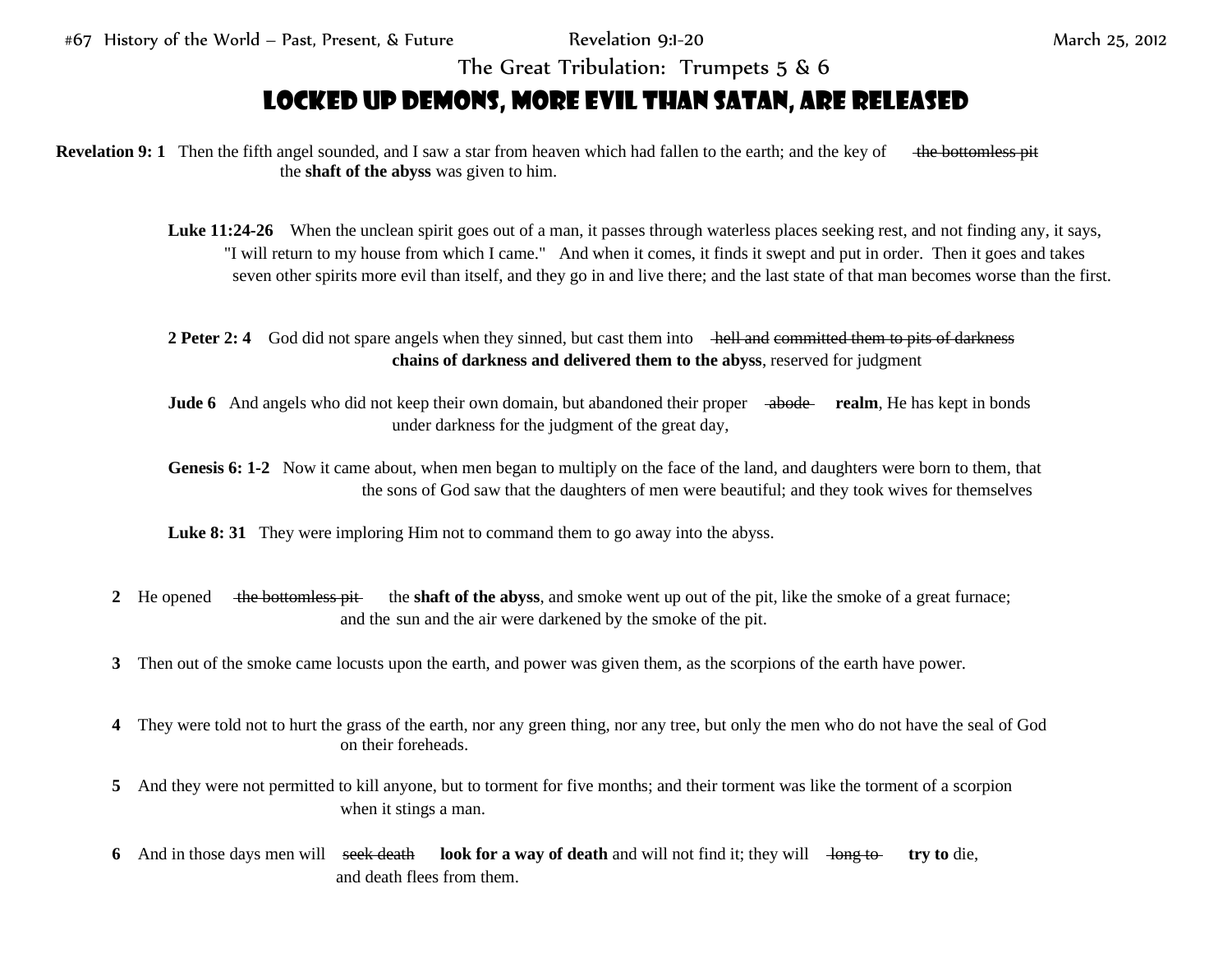#67 History of the World – Past, Present, & Future Revelation 9:1-20 March 25, 2012

The Great Tribulation: Trumpets 5 & 6

# LOCKED UP DEMONS, MORE EVIL THAN SATAN, ARE RELEASED

**Revelation 9: 1** Then the fifth angel sounded, and I saw a star from heaven which had fallen to the earth; and the key of ~~the bottomless pit~~ the **shaft of the abyss** was given to him.

**Luke 11:24-26** When the unclean spirit goes out of a man, it passes through waterless places seeking rest, and not finding any, it says, "I will return to my house from which I came." And when it comes, it finds it swept and put in order. Then it goes and takes seven other spirits more evil than itself, and they go in and live there; and the last state of that man becomes worse than the first.

**2 Peter 2: 4** God did not spare angels when they sinned, but cast them into ~~hell and committed them to pits of darkness~~ **chains of darkness and delivered them to the abyss**, reserved for judgment

**Jude 6** And angels who did not keep their own domain, but abandoned their proper ~~abode~~ **realm**, He has kept in bonds under darkness for the judgment of the great day,

**Genesis 6: 1-2** Now it came about, when men began to multiply on the face of the land, and daughters were born to them, that the sons of God saw that the daughters of men were beautiful; and they took wives for themselves

**Luke 8: 31** They were imploring Him not to command them to go away into the abyss.

**2** He opened ~~the bottomless pit~~ the **shaft of the abyss**, and smoke went up out of the pit, like the smoke of a great furnace; and the sun and the air were darkened by the smoke of the pit.

**3** Then out of the smoke came locusts upon the earth, and power was given them, as the scorpions of the earth have power.

**4** They were told not to hurt the grass of the earth, nor any green thing, nor any tree, but only the men who do not have the seal of God on their foreheads.

**5** And they were not permitted to kill anyone, but to torment for five months; and their torment was like the torment of a scorpion when it stings a man.

**6** And in those days men will ~~seek death~~ **look for a way of death** and will not find it; they will ~~long to~~ **try to** die, and death flees from them.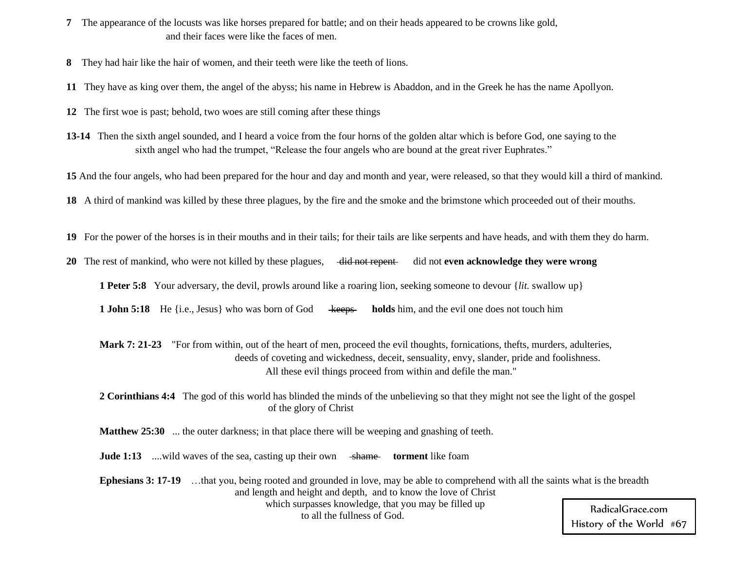**7** The appearance of the locusts was like horses prepared for battle; and on their heads appeared to be crowns like gold, and their faces were like the faces of men.

**8** They had hair like the hair of women, and their teeth were like the teeth of lions.

**11** They have as king over them, the angel of the abyss; his name in Hebrew is Abaddon, and in the Greek he has the name Apollyon.

**12** The first woe is past; behold, two woes are still coming after these things

**13-14** Then the sixth angel sounded, and I heard a voice from the four horns of the golden altar which is before God, one saying to the sixth angel who had the trumpet, "Release the four angels who are bound at the great river Euphrates."

**15** And the four angels, who had been prepared for the hour and day and month and year, were released, so that they would kill a third of mankind.

**18** A third of mankind was killed by these three plagues, by the fire and the smoke and the brimstone which proceeded out of their mouths.

**19** For the power of the horses is in their mouths and in their tails; for their tails are like serpents and have heads, and with them they do harm.

**20** The rest of mankind, who were not killed by these plagues, ~~did not repent~~ did not **even acknowledge they were wrong**

**1 Peter 5:8** Your adversary, the devil, prowls around like a roaring lion, seeking someone to devour {*lit.* swallow up}

**1 John 5:18** He {i.e., Jesus} who was born of God ~~keeps~~ **holds** him, and the evil one does not touch him

**Mark 7: 21-23** "For from within, out of the heart of men, proceed the evil thoughts, fornications, thefts, murders, adulteries, deeds of coveting and wickedness, deceit, sensuality, envy, slander, pride and foolishness. All these evil things proceed from within and defile the man."

**2 Corinthians 4:4** The god of this world has blinded the minds of the unbelieving so that they might not see the light of the gospel of the glory of Christ

**Matthew 25:30** ... the outer darkness; in that place there will be weeping and gnashing of teeth.

**Jude 1:13** ....wild waves of the sea, casting up their own ~~shame~~ **torment** like foam

**Ephesians 3: 17-19** …that you, being rooted and grounded in love, may be able to comprehend with all the saints what is the breadth and length and height and depth, and to know the love of Christ which surpasses knowledge, that you may be filled up to all the fullness of God.

RadicalGrace.com
History of the World #67